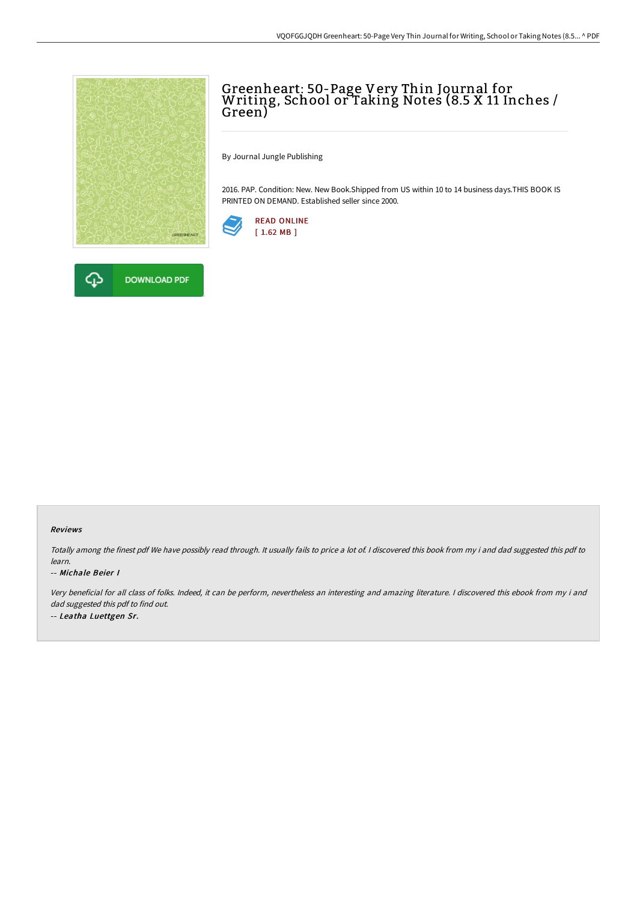# Greenheart: 50-Page Very Thin Journal for Writing, School or Taking Notes (8.5 X 11 Inches / Green)

By Journal Jungle Publishing

2016. PAP. Condition: New. New Book.Shipped from US within 10 to 14 business days.THIS BOOK IS PRINTED ON DEMAND. Established seller since 2000.

READ ONLINE
[ 1.62 MB ]

DOWNLOAD PDF

### Reviews

*Totally among the finest pdf We have possibly read through. It usually fails to price a lot of. I discovered this book from my i and dad suggested this pdf to learn.*

-- *Michale Beier I*

*Very beneficial for all class of folks. Indeed, it can be perform, nevertheless an interesting and amazing literature. I discovered this ebook from my i and dad suggested this pdf to find out.*

-- *Leatha Luettgen Sr.*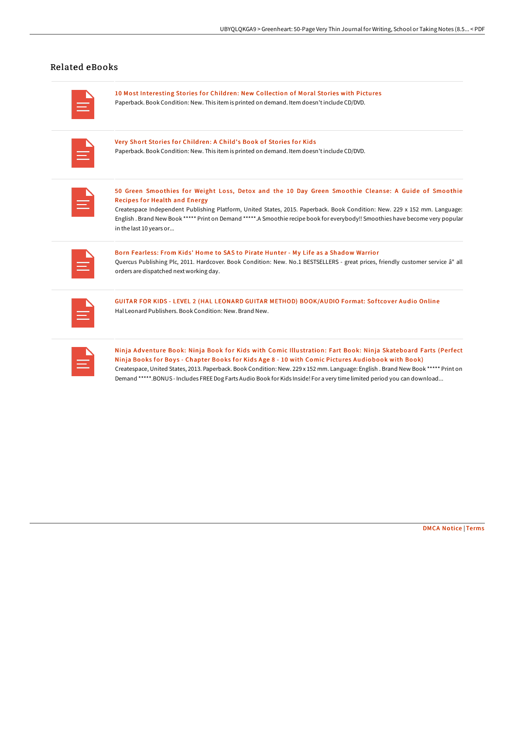## Related eBooks

**10 Most Interesting Stories for Children: New Collection of Moral Stories with Pictures**
Paperback. Book Condition: New. This item is printed on demand. Item doesn't include CD/DVD.

**Very Short Stories for Children: A Child's Book of Stories for Kids**
Paperback. Book Condition: New. This item is printed on demand. Item doesn't include CD/DVD.

**50 Green Smoothies for Weight Loss, Detox and the 10 Day Green Smoothie Cleanse: A Guide of Smoothie Recipes for Health and Energy**
Createspace Independent Publishing Platform, United States, 2015. Paperback. Book Condition: New. 229 x 152 mm. Language: English . Brand New Book ***** Print on Demand *****.A Smoothie recipe book for everybody!! Smoothies have become very popular in the last 10 years or...

**Born Fearless: From Kids' Home to SAS to Pirate Hunter - My Life as a Shadow Warrior**
Quercus Publishing Plc, 2011. Hardcover. Book Condition: New. No.1 BESTSELLERS - great prices, friendly customer service â" all orders are dispatched next working day.

**GUITAR FOR KIDS - LEVEL 2 (HAL LEONARD GUITAR METHOD) BOOK/AUDIO Format: Softcover Audio Online**
Hal Leonard Publishers. Book Condition: New. Brand New.

**Ninja Adventure Book: Ninja Book for Kids with Comic Illustration: Fart Book: Ninja Skateboard Farts (Perfect Ninja Books for Boys - Chapter Books for Kids Age 8 - 10 with Comic Pictures Audiobook with Book)**
Createspace, United States, 2013. Paperback. Book Condition: New. 229 x 152 mm. Language: English . Brand New Book ***** Print on Demand *****.BONUS - Includes FREE Dog Farts Audio Book for Kids Inside! For a very time limited period you can download...